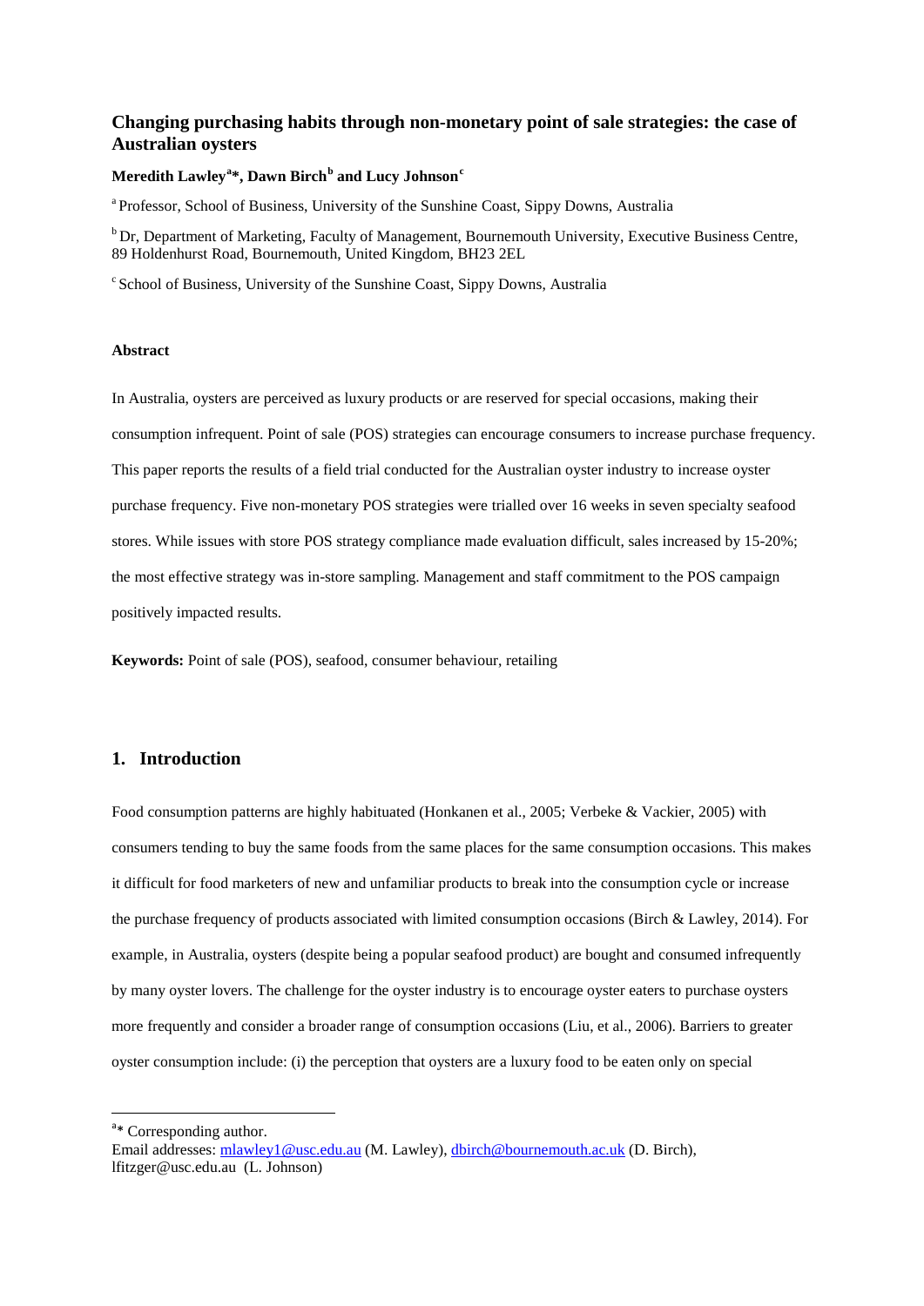# Changing purchasing habits through non-monetary point of sale strategies: the case of Australian oysters

**Meredith Lawley[a]*, Dawn Birch[b] and Lucy Johnson[c]**

[a] Professor, School of Business, University of the Sunshine Coast, Sippy Downs, Australia

[b] Dr, Department of Marketing, Faculty of Management, Bournemouth University, Executive Business Centre, 89 Holdenhurst Road, Bournemouth, United Kingdom, BH23 2EL

[c] School of Business, University of the Sunshine Coast, Sippy Downs, Australia

#### Abstract

In Australia, oysters are perceived as luxury products or are reserved for special occasions, making their consumption infrequent. Point of sale (POS) strategies can encourage consumers to increase purchase frequency. This paper reports the results of a field trial conducted for the Australian oyster industry to increase oyster purchase frequency. Five non-monetary POS strategies were trialled over 16 weeks in seven specialty seafood stores. While issues with store POS strategy compliance made evaluation difficult, sales increased by 15-20%; the most effective strategy was in-store sampling. Management and staff commitment to the POS campaign positively impacted results.

**Keywords:** Point of sale (POS), seafood, consumer behaviour, retailing

## 1. Introduction

Food consumption patterns are highly habituated (Honkanen et al., 2005; Verbeke & Vackier, 2005) with consumers tending to buy the same foods from the same places for the same consumption occasions. This makes it difficult for food marketers of new and unfamiliar products to break into the consumption cycle or increase the purchase frequency of products associated with limited consumption occasions (Birch & Lawley, 2014). For example, in Australia, oysters (despite being a popular seafood product) are bought and consumed infrequently by many oyster lovers. The challenge for the oyster industry is to encourage oyster eaters to purchase oysters more frequently and consider a broader range of consumption occasions (Liu, et al., 2006). Barriers to greater oyster consumption include: (i) the perception that oysters are a luxury food to be eaten only on special

---

[a]* Corresponding author.
Email addresses: mlawley1@usc.edu.au (M. Lawley), dbirch@bournemouth.ac.uk (D. Birch), lfitzger@usc.edu.au (L. Johnson)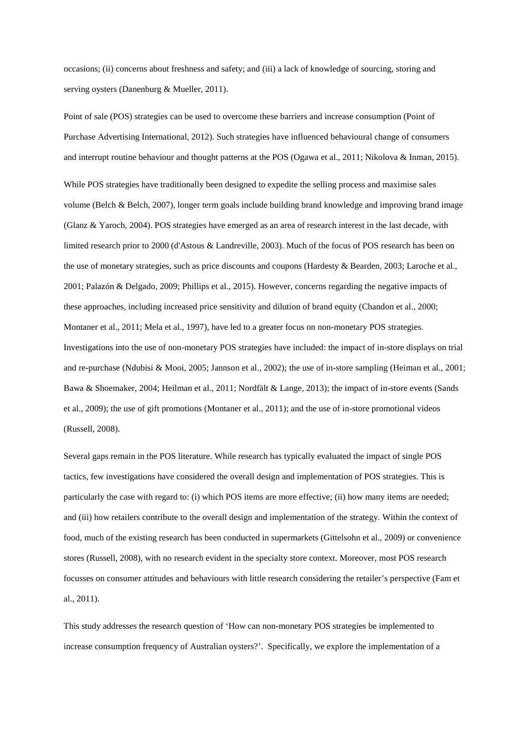occasions; (ii) concerns about freshness and safety; and (iii) a lack of knowledge of sourcing, storing and serving oysters (Danenburg & Mueller, 2011).

Point of sale (POS) strategies can be used to overcome these barriers and increase consumption (Point of Purchase Advertising International, 2012). Such strategies have influenced behavioural change of consumers and interrupt routine behaviour and thought patterns at the POS (Ogawa et al., 2011; Nikolova & Inman, 2015).

While POS strategies have traditionally been designed to expedite the selling process and maximise sales volume (Belch & Belch, 2007), longer term goals include building brand knowledge and improving brand image (Glanz & Yaroch, 2004). POS strategies have emerged as an area of research interest in the last decade, with limited research prior to 2000 (d'Astous & Landreville, 2003). Much of the focus of POS research has been on the use of monetary strategies, such as price discounts and coupons (Hardesty & Bearden, 2003; Laroche et al., 2001; Palazón & Delgado, 2009; Phillips et al., 2015). However, concerns regarding the negative impacts of these approaches, including increased price sensitivity and dilution of brand equity (Chandon et al., 2000; Montaner et al., 2011; Mela et al., 1997), have led to a greater focus on non-monetary POS strategies. Investigations into the use of non-monetary POS strategies have included: the impact of in-store displays on trial and re-purchase (Ndubisi & Mooi, 2005; Jannson et al., 2002); the use of in-store sampling (Heiman et al., 2001; Bawa & Shoemaker, 2004; Heilman et al., 2011; Nordfält & Lange, 2013); the impact of in-store events (Sands et al., 2009); the use of gift promotions (Montaner et al., 2011); and the use of in-store promotional videos (Russell, 2008).

Several gaps remain in the POS literature. While research has typically evaluated the impact of single POS tactics, few investigations have considered the overall design and implementation of POS strategies. This is particularly the case with regard to: (i) which POS items are more effective; (ii) how many items are needed; and (iii) how retailers contribute to the overall design and implementation of the strategy. Within the context of food, much of the existing research has been conducted in supermarkets (Gittelsohn et al., 2009) or convenience stores (Russell, 2008), with no research evident in the specialty store context. Moreover, most POS research focusses on consumer attitudes and behaviours with little research considering the retailer's perspective (Fam et al., 2011).

This study addresses the research question of 'How can non-monetary POS strategies be implemented to increase consumption frequency of Australian oysters?'. Specifically, we explore the implementation of a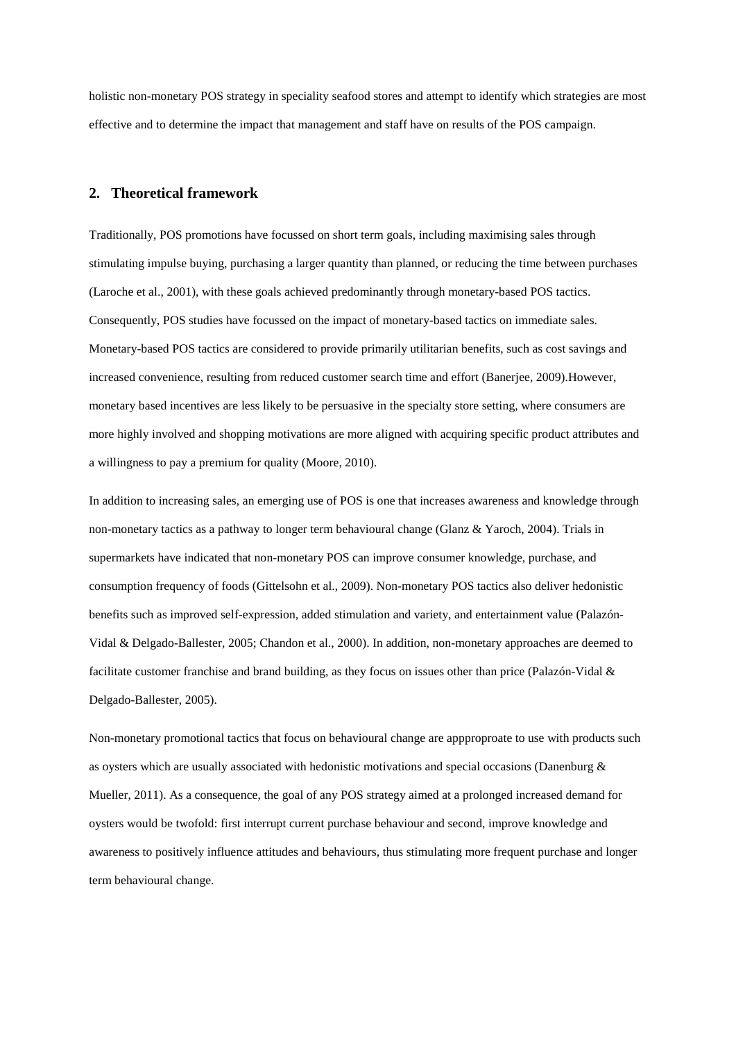holistic non-monetary POS strategy in speciality seafood stores and attempt to identify which strategies are most effective and to determine the impact that management and staff have on results of the POS campaign.

## 2. Theoretical framework

Traditionally, POS promotions have focussed on short term goals, including maximising sales through stimulating impulse buying, purchasing a larger quantity than planned, or reducing the time between purchases (Laroche et al., 2001), with these goals achieved predominantly through monetary-based POS tactics. Consequently, POS studies have focussed on the impact of monetary-based tactics on immediate sales. Monetary-based POS tactics are considered to provide primarily utilitarian benefits, such as cost savings and increased convenience, resulting from reduced customer search time and effort (Banerjee, 2009).However, monetary based incentives are less likely to be persuasive in the specialty store setting, where consumers are more highly involved and shopping motivations are more aligned with acquiring specific product attributes and a willingness to pay a premium for quality (Moore, 2010).

In addition to increasing sales, an emerging use of POS is one that increases awareness and knowledge through non-monetary tactics as a pathway to longer term behavioural change (Glanz & Yaroch, 2004). Trials in supermarkets have indicated that non-monetary POS can improve consumer knowledge, purchase, and consumption frequency of foods (Gittelsohn et al., 2009). Non-monetary POS tactics also deliver hedonistic benefits such as improved self-expression, added stimulation and variety, and entertainment value (Palazón-Vidal & Delgado-Ballester, 2005; Chandon et al., 2000). In addition, non-monetary approaches are deemed to facilitate customer franchise and brand building, as they focus on issues other than price (Palazón-Vidal & Delgado-Ballester, 2005).

Non-monetary promotional tactics that focus on behavioural change are appproproate to use with products such as oysters which are usually associated with hedonistic motivations and special occasions (Danenburg & Mueller, 2011). As a consequence, the goal of any POS strategy aimed at a prolonged increased demand for oysters would be twofold: first interrupt current purchase behaviour and second, improve knowledge and awareness to positively influence attitudes and behaviours, thus stimulating more frequent purchase and longer term behavioural change.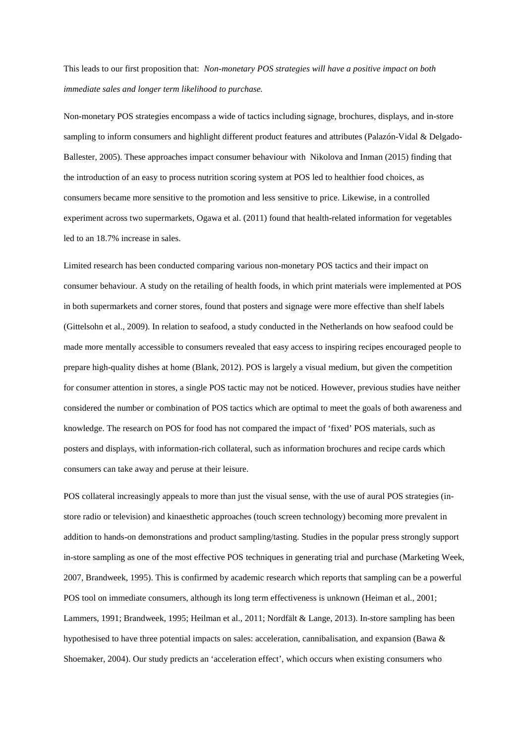This leads to our first proposition that: *Non-monetary POS strategies will have a positive impact on both immediate sales and longer term likelihood to purchase.*

Non-monetary POS strategies encompass a wide of tactics including signage, brochures, displays, and in-store sampling to inform consumers and highlight different product features and attributes (Palazón-Vidal & Delgado-Ballester, 2005). These approaches impact consumer behaviour with Nikolova and Inman (2015) finding that the introduction of an easy to process nutrition scoring system at POS led to healthier food choices, as consumers became more sensitive to the promotion and less sensitive to price. Likewise, in a controlled experiment across two supermarkets, Ogawa et al. (2011) found that health-related information for vegetables led to an 18.7% increase in sales.

Limited research has been conducted comparing various non-monetary POS tactics and their impact on consumer behaviour. A study on the retailing of health foods, in which print materials were implemented at POS in both supermarkets and corner stores, found that posters and signage were more effective than shelf labels (Gittelsohn et al., 2009). In relation to seafood, a study conducted in the Netherlands on how seafood could be made more mentally accessible to consumers revealed that easy access to inspiring recipes encouraged people to prepare high-quality dishes at home (Blank, 2012). POS is largely a visual medium, but given the competition for consumer attention in stores, a single POS tactic may not be noticed. However, previous studies have neither considered the number or combination of POS tactics which are optimal to meet the goals of both awareness and knowledge. The research on POS for food has not compared the impact of 'fixed' POS materials, such as posters and displays, with information-rich collateral, such as information brochures and recipe cards which consumers can take away and peruse at their leisure.

POS collateral increasingly appeals to more than just the visual sense, with the use of aural POS strategies (in-store radio or television) and kinaesthetic approaches (touch screen technology) becoming more prevalent in addition to hands-on demonstrations and product sampling/tasting. Studies in the popular press strongly support in-store sampling as one of the most effective POS techniques in generating trial and purchase (Marketing Week, 2007, Brandweek, 1995). This is confirmed by academic research which reports that sampling can be a powerful POS tool on immediate consumers, although its long term effectiveness is unknown (Heiman et al., 2001; Lammers, 1991; Brandweek, 1995; Heilman et al., 2011; Nordfält & Lange, 2013). In-store sampling has been hypothesised to have three potential impacts on sales: acceleration, cannibalisation, and expansion (Bawa & Shoemaker, 2004). Our study predicts an 'acceleration effect', which occurs when existing consumers who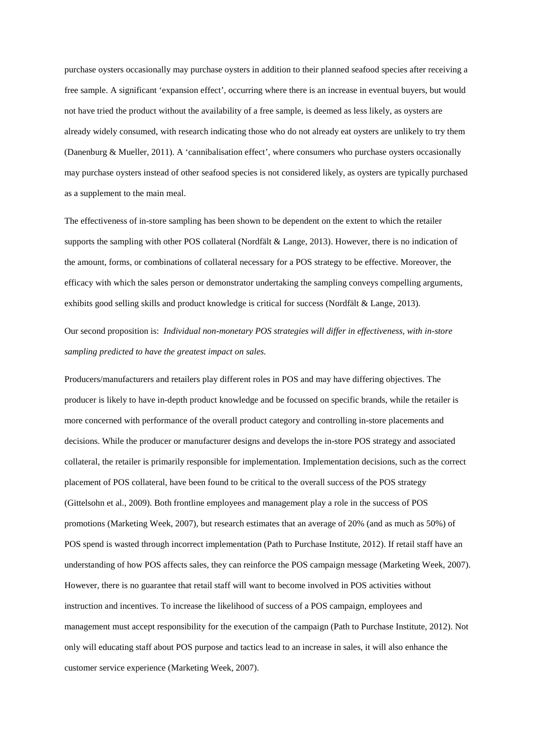purchase oysters occasionally may purchase oysters in addition to their planned seafood species after receiving a free sample. A significant 'expansion effect', occurring where there is an increase in eventual buyers, but would not have tried the product without the availability of a free sample, is deemed as less likely, as oysters are already widely consumed, with research indicating those who do not already eat oysters are unlikely to try them (Danenburg & Mueller, 2011). A 'cannibalisation effect', where consumers who purchase oysters occasionally may purchase oysters instead of other seafood species is not considered likely, as oysters are typically purchased as a supplement to the main meal.

The effectiveness of in-store sampling has been shown to be dependent on the extent to which the retailer supports the sampling with other POS collateral (Nordfält & Lange, 2013). However, there is no indication of the amount, forms, or combinations of collateral necessary for a POS strategy to be effective. Moreover, the efficacy with which the sales person or demonstrator undertaking the sampling conveys compelling arguments, exhibits good selling skills and product knowledge is critical for success (Nordfält & Lange, 2013).

Our second proposition is: *Individual non-monetary POS strategies will differ in effectiveness, with in-store sampling predicted to have the greatest impact on sales.*

Producers/manufacturers and retailers play different roles in POS and may have differing objectives. The producer is likely to have in-depth product knowledge and be focussed on specific brands, while the retailer is more concerned with performance of the overall product category and controlling in-store placements and decisions. While the producer or manufacturer designs and develops the in-store POS strategy and associated collateral, the retailer is primarily responsible for implementation. Implementation decisions, such as the correct placement of POS collateral, have been found to be critical to the overall success of the POS strategy (Gittelsohn et al., 2009). Both frontline employees and management play a role in the success of POS promotions (Marketing Week, 2007), but research estimates that an average of 20% (and as much as 50%) of POS spend is wasted through incorrect implementation (Path to Purchase Institute, 2012). If retail staff have an understanding of how POS affects sales, they can reinforce the POS campaign message (Marketing Week, 2007). However, there is no guarantee that retail staff will want to become involved in POS activities without instruction and incentives. To increase the likelihood of success of a POS campaign, employees and management must accept responsibility for the execution of the campaign (Path to Purchase Institute, 2012). Not only will educating staff about POS purpose and tactics lead to an increase in sales, it will also enhance the customer service experience (Marketing Week, 2007).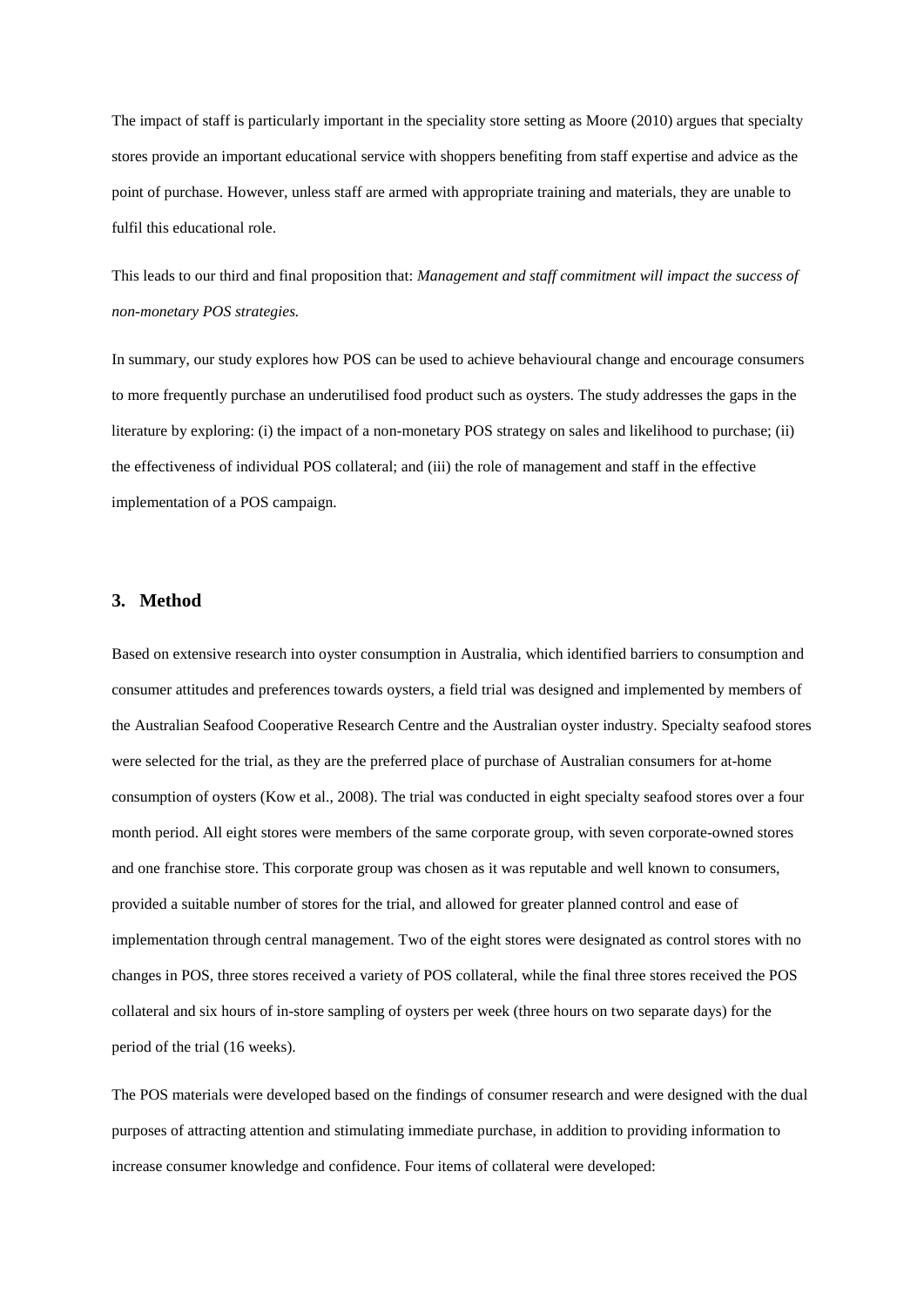The impact of staff is particularly important in the speciality store setting as Moore (2010) argues that specialty stores provide an important educational service with shoppers benefiting from staff expertise and advice as the point of purchase. However, unless staff are armed with appropriate training and materials, they are unable to fulfil this educational role.

This leads to our third and final proposition that: *Management and staff commitment will impact the success of non-monetary POS strategies.*

In summary, our study explores how POS can be used to achieve behavioural change and encourage consumers to more frequently purchase an underutilised food product such as oysters. The study addresses the gaps in the literature by exploring: (i) the impact of a non-monetary POS strategy on sales and likelihood to purchase; (ii) the effectiveness of individual POS collateral; and (iii) the role of management and staff in the effective implementation of a POS campaign.

## 3. Method

Based on extensive research into oyster consumption in Australia, which identified barriers to consumption and consumer attitudes and preferences towards oysters, a field trial was designed and implemented by members of the Australian Seafood Cooperative Research Centre and the Australian oyster industry. Specialty seafood stores were selected for the trial, as they are the preferred place of purchase of Australian consumers for at-home consumption of oysters (Kow et al., 2008). The trial was conducted in eight specialty seafood stores over a four month period. All eight stores were members of the same corporate group, with seven corporate-owned stores and one franchise store. This corporate group was chosen as it was reputable and well known to consumers, provided a suitable number of stores for the trial, and allowed for greater planned control and ease of implementation through central management. Two of the eight stores were designated as control stores with no changes in POS, three stores received a variety of POS collateral, while the final three stores received the POS collateral and six hours of in-store sampling of oysters per week (three hours on two separate days) for the period of the trial (16 weeks).

The POS materials were developed based on the findings of consumer research and were designed with the dual purposes of attracting attention and stimulating immediate purchase, in addition to providing information to increase consumer knowledge and confidence. Four items of collateral were developed: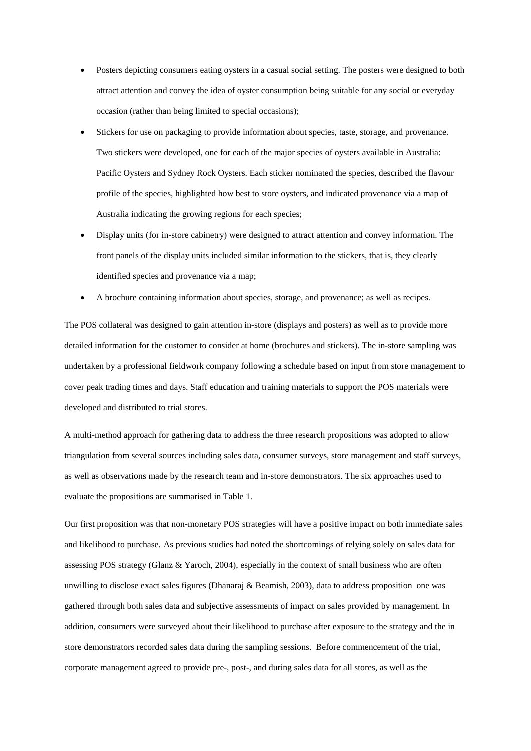- Posters depicting consumers eating oysters in a casual social setting. The posters were designed to both attract attention and convey the idea of oyster consumption being suitable for any social or everyday occasion (rather than being limited to special occasions);
- Stickers for use on packaging to provide information about species, taste, storage, and provenance. Two stickers were developed, one for each of the major species of oysters available in Australia: Pacific Oysters and Sydney Rock Oysters. Each sticker nominated the species, described the flavour profile of the species, highlighted how best to store oysters, and indicated provenance via a map of Australia indicating the growing regions for each species;
- Display units (for in-store cabinetry) were designed to attract attention and convey information. The front panels of the display units included similar information to the stickers, that is, they clearly identified species and provenance via a map;
- A brochure containing information about species, storage, and provenance; as well as recipes.

The POS collateral was designed to gain attention in-store (displays and posters) as well as to provide more detailed information for the customer to consider at home (brochures and stickers). The in-store sampling was undertaken by a professional fieldwork company following a schedule based on input from store management to cover peak trading times and days. Staff education and training materials to support the POS materials were developed and distributed to trial stores.

A multi-method approach for gathering data to address the three research propositions was adopted to allow triangulation from several sources including sales data, consumer surveys, store management and staff surveys, as well as observations made by the research team and in-store demonstrators. The six approaches used to evaluate the propositions are summarised in Table 1.

Our first proposition was that non-monetary POS strategies will have a positive impact on both immediate sales and likelihood to purchase. As previous studies had noted the shortcomings of relying solely on sales data for assessing POS strategy (Glanz & Yaroch, 2004), especially in the context of small business who are often unwilling to disclose exact sales figures (Dhanaraj & Beamish, 2003), data to address proposition one was gathered through both sales data and subjective assessments of impact on sales provided by management. In addition, consumers were surveyed about their likelihood to purchase after exposure to the strategy and the in store demonstrators recorded sales data during the sampling sessions. Before commencement of the trial, corporate management agreed to provide pre-, post-, and during sales data for all stores, as well as the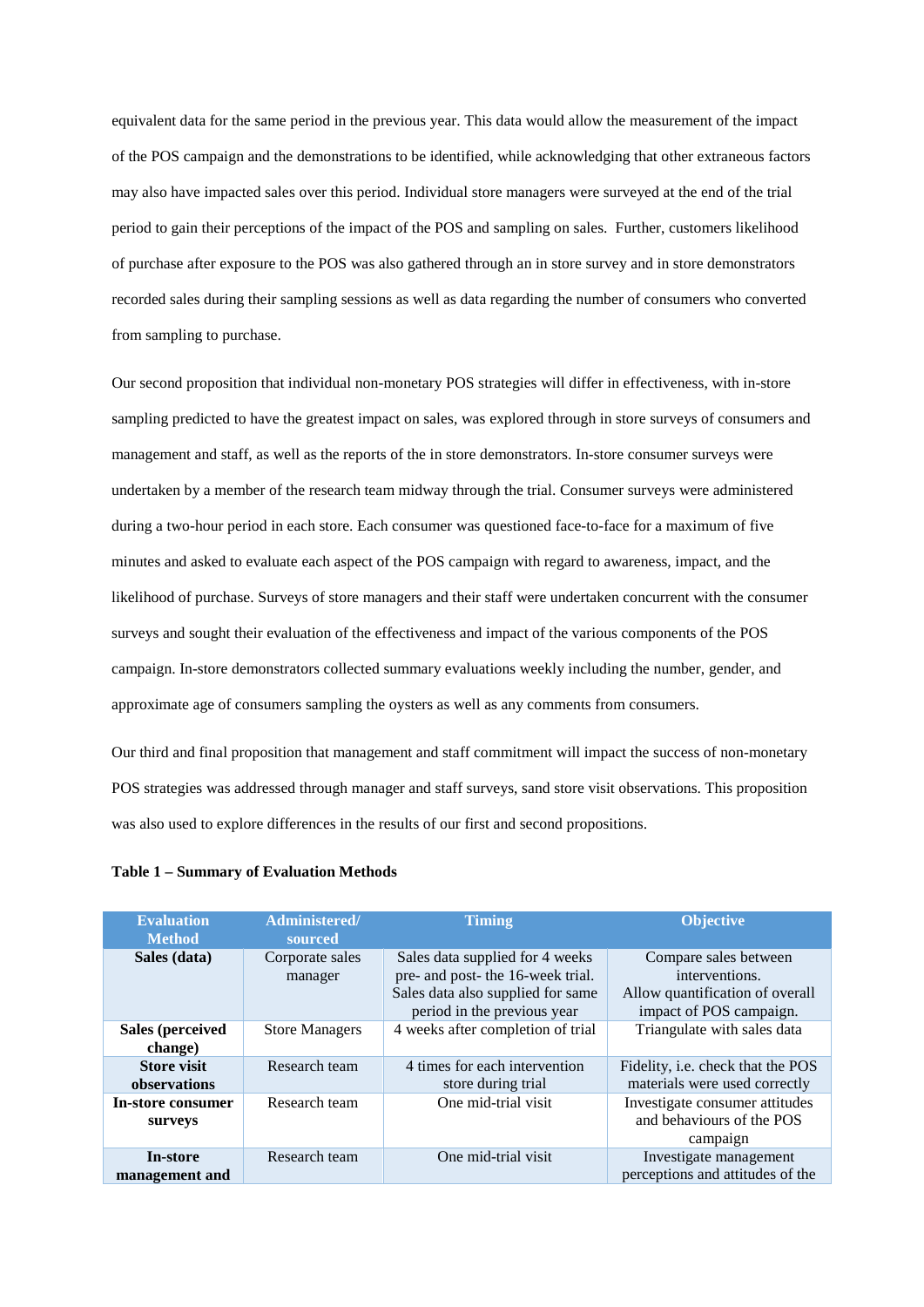equivalent data for the same period in the previous year. This data would allow the measurement of the impact of the POS campaign and the demonstrations to be identified, while acknowledging that other extraneous factors may also have impacted sales over this period. Individual store managers were surveyed at the end of the trial period to gain their perceptions of the impact of the POS and sampling on sales. Further, customers likelihood of purchase after exposure to the POS was also gathered through an in store survey and in store demonstrators recorded sales during their sampling sessions as well as data regarding the number of consumers who converted from sampling to purchase.

Our second proposition that individual non-monetary POS strategies will differ in effectiveness, with in-store sampling predicted to have the greatest impact on sales, was explored through in store surveys of consumers and management and staff, as well as the reports of the in store demonstrators. In-store consumer surveys were undertaken by a member of the research team midway through the trial. Consumer surveys were administered during a two-hour period in each store. Each consumer was questioned face-to-face for a maximum of five minutes and asked to evaluate each aspect of the POS campaign with regard to awareness, impact, and the likelihood of purchase. Surveys of store managers and their staff were undertaken concurrent with the consumer surveys and sought their evaluation of the effectiveness and impact of the various components of the POS campaign. In-store demonstrators collected summary evaluations weekly including the number, gender, and approximate age of consumers sampling the oysters as well as any comments from consumers.

Our third and final proposition that management and staff commitment will impact the success of non-monetary POS strategies was addressed through manager and staff surveys, sand store visit observations. This proposition was also used to explore differences in the results of our first and second propositions.

**Table 1 – Summary of Evaluation Methods**

| Evaluation Method | Administered/ sourced | Timing | Objective |
|---|---|---|---|
| **Sales (data)** | Corporate sales manager | Sales data supplied for 4 weeks pre- and post- the 16-week trial. Sales data also supplied for same period in the previous year | Compare sales between interventions. Allow quantification of overall impact of POS campaign. |
| **Sales (perceived change)** | Store Managers | 4 weeks after completion of trial | Triangulate with sales data |
| **Store visit observations** | Research team | 4 times for each intervention store during trial | Fidelity, i.e. check that the POS materials were used correctly |
| **In-store consumer surveys** | Research team | One mid-trial visit | Investigate consumer attitudes and behaviours of the POS campaign |
| **In-store management and** | Research team | One mid-trial visit | Investigate management perceptions and attitudes of the |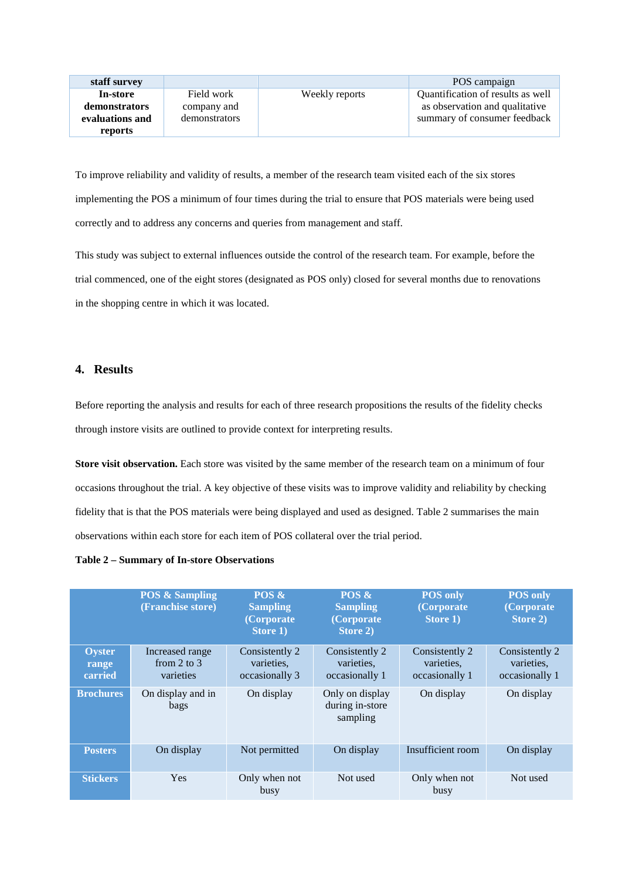| staff survey | | | POS campaign |
|---|---|---|---|
| **In-store demonstrators evaluations and reports** | Field work company and demonstrators | Weekly reports | Quantification of results as well as observation and qualitative summary of consumer feedback |

To improve reliability and validity of results, a member of the research team visited each of the six stores implementing the POS a minimum of four times during the trial to ensure that POS materials were being used correctly and to address any concerns and queries from management and staff.

This study was subject to external influences outside the control of the research team. For example, before the trial commenced, one of the eight stores (designated as POS only) closed for several months due to renovations in the shopping centre in which it was located.

## 4. Results

Before reporting the analysis and results for each of three research propositions the results of the fidelity checks through instore visits are outlined to provide context for interpreting results.

**Store visit observation.** Each store was visited by the same member of the research team on a minimum of four occasions throughout the trial. A key objective of these visits was to improve validity and reliability by checking fidelity that is that the POS materials were being displayed and used as designed. Table 2 summarises the main observations within each store for each item of POS collateral over the trial period.

**Table 2 – Summary of In-store Observations**

| | POS & Sampling (Franchise store) | POS & Sampling (Corporate Store 1) | POS & Sampling (Corporate Store 2) | POS only (Corporate Store 1) | POS only (Corporate Store 2) |
|---|---|---|---|---|---|
| **Oyster range carried** | Increased range from 2 to 3 varieties | Consistently 2 varieties, occasionally 3 | Consistently 2 varieties, occasionally 1 | Consistently 2 varieties, occasionally 1 | Consistently 2 varieties, occasionally 1 |
| **Brochures** | On display and in bags | On display | Only on display during in-store sampling | On display | On display |
| **Posters** | On display | Not permitted | On display | Insufficient room | On display |
| **Stickers** | Yes | Only when not busy | Not used | Only when not busy | Not used |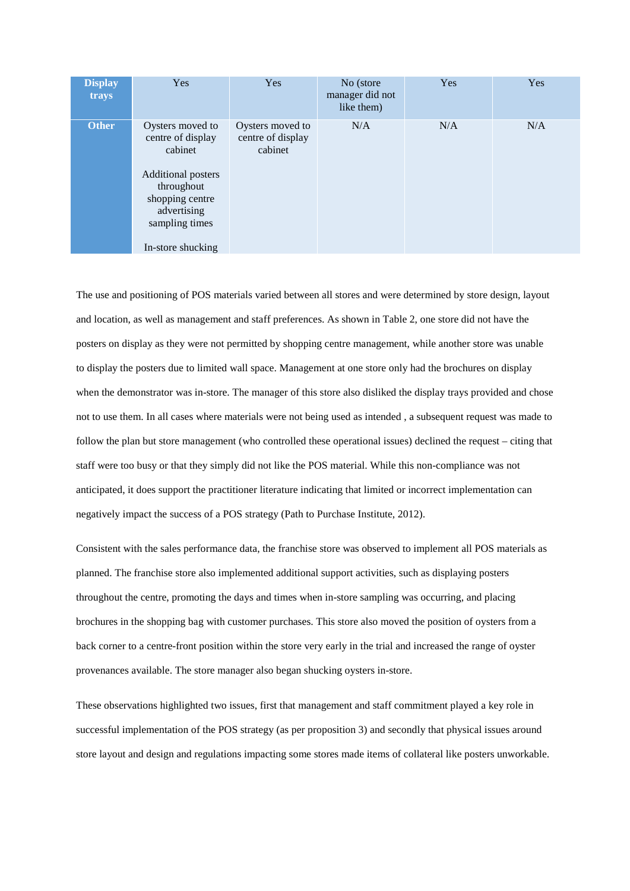| | | | | | |
|---|---|---|---|---|---|
| **Display trays** | Yes | Yes | No (store manager did not like them) | Yes | Yes |
| **Other** | Oysters moved to centre of display cabinet<br><br>Additional posters throughout shopping centre advertising sampling times<br><br>In-store shucking | Oysters moved to centre of display cabinet | N/A | N/A | N/A |

The use and positioning of POS materials varied between all stores and were determined by store design, layout and location, as well as management and staff preferences. As shown in Table 2, one store did not have the posters on display as they were not permitted by shopping centre management, while another store was unable to display the posters due to limited wall space. Management at one store only had the brochures on display when the demonstrator was in-store. The manager of this store also disliked the display trays provided and chose not to use them. In all cases where materials were not being used as intended , a subsequent request was made to follow the plan but store management (who controlled these operational issues) declined the request – citing that staff were too busy or that they simply did not like the POS material. While this non-compliance was not anticipated, it does support the practitioner literature indicating that limited or incorrect implementation can negatively impact the success of a POS strategy (Path to Purchase Institute, 2012).

Consistent with the sales performance data, the franchise store was observed to implement all POS materials as planned. The franchise store also implemented additional support activities, such as displaying posters throughout the centre, promoting the days and times when in-store sampling was occurring, and placing brochures in the shopping bag with customer purchases. This store also moved the position of oysters from a back corner to a centre-front position within the store very early in the trial and increased the range of oyster provenances available. The store manager also began shucking oysters in-store.

These observations highlighted two issues, first that management and staff commitment played a key role in successful implementation of the POS strategy (as per proposition 3) and secondly that physical issues around store layout and design and regulations impacting some stores made items of collateral like posters unworkable.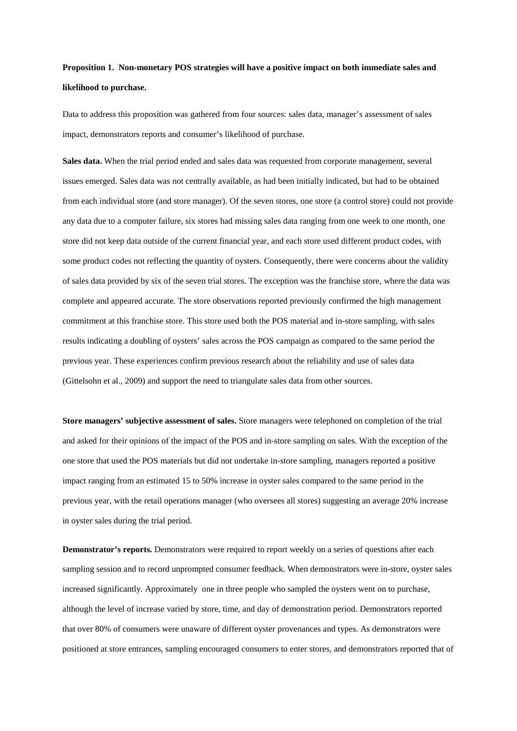**Proposition 1. Non-monetary POS strategies will have a positive impact on both immediate sales and likelihood to purchase.**

Data to address this proposition was gathered from four sources: sales data, manager's assessment of sales impact, demonstrators reports and consumer's likelihood of purchase.

**Sales data.** When the trial period ended and sales data was requested from corporate management, several issues emerged. Sales data was not centrally available, as had been initially indicated, but had to be obtained from each individual store (and store manager). Of the seven stores, one store (a control store) could not provide any data due to a computer failure, six stores had missing sales data ranging from one week to one month, one store did not keep data outside of the current financial year, and each store used different product codes, with some product codes not reflecting the quantity of oysters. Consequently, there were concerns about the validity of sales data provided by six of the seven trial stores. The exception was the franchise store, where the data was complete and appeared accurate. The store observations reported previously confirmed the high management commitment at this franchise store. This store used both the POS material and in-store sampling, with sales results indicating a doubling of oysters' sales across the POS campaign as compared to the same period the previous year. These experiences confirm previous research about the reliability and use of sales data (Gittelsohn et al., 2009) and support the need to triangulate sales data from other sources.

**Store managers' subjective assessment of sales.** Store managers were telephoned on completion of the trial and asked for their opinions of the impact of the POS and in-store sampling on sales. With the exception of the one store that used the POS materials but did not undertake in-store sampling, managers reported a positive impact ranging from an estimated 15 to 50% increase in oyster sales compared to the same period in the previous year, with the retail operations manager (who oversees all stores) suggesting an average 20% increase in oyster sales during the trial period.

**Demonstrator's reports.** Demonstrators were required to report weekly on a series of questions after each sampling session and to record unprompted consumer feedback. When demonstrators were in-store, oyster sales increased significantly. Approximately one in three people who sampled the oysters went on to purchase, although the level of increase varied by store, time, and day of demonstration period. Demonstrators reported that over 80% of consumers were unaware of different oyster provenances and types. As demonstrators were positioned at store entrances, sampling encouraged consumers to enter stores, and demonstrators reported that of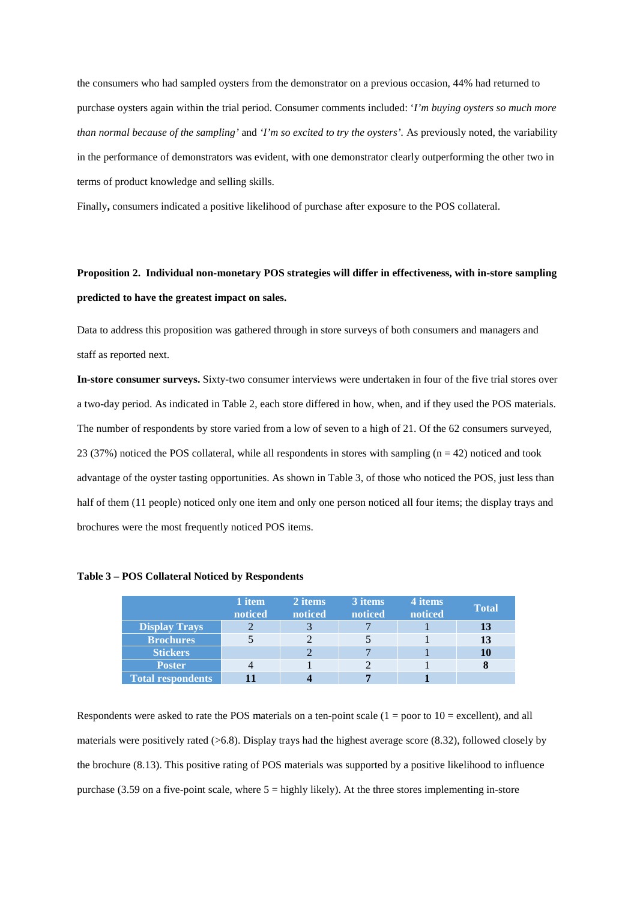the consumers who had sampled oysters from the demonstrator on a previous occasion, 44% had returned to purchase oysters again within the trial period. Consumer comments included: '*I'm buying oysters so much more than normal because of the sampling'* and *'I'm so excited to try the oysters'*. As previously noted, the variability in the performance of demonstrators was evident, with one demonstrator clearly outperforming the other two in terms of product knowledge and selling skills.

Finally**,** consumers indicated a positive likelihood of purchase after exposure to the POS collateral.

**Proposition 2. Individual non-monetary POS strategies will differ in effectiveness, with in-store sampling predicted to have the greatest impact on sales.**

Data to address this proposition was gathered through in store surveys of both consumers and managers and staff as reported next.

**In-store consumer surveys.** Sixty-two consumer interviews were undertaken in four of the five trial stores over a two-day period. As indicated in Table 2, each store differed in how, when, and if they used the POS materials. The number of respondents by store varied from a low of seven to a high of 21. Of the 62 consumers surveyed, 23 (37%) noticed the POS collateral, while all respondents in stores with sampling (n = 42) noticed and took advantage of the oyster tasting opportunities. As shown in Table 3, of those who noticed the POS, just less than half of them (11 people) noticed only one item and only one person noticed all four items; the display trays and brochures were the most frequently noticed POS items.

**Table 3 – POS Collateral Noticed by Respondents**

| | 1 item noticed | 2 items noticed | 3 items noticed | 4 items noticed | Total |
|---|---|---|---|---|---|
| **Display Trays** | 2 | 3 | 7 | 1 | **13** |
| **Brochures** | 5 | 2 | 5 | 1 | **13** |
| **Stickers** | | 2 | 7 | 1 | **10** |
| **Poster** | 4 | 1 | 2 | 1 | **8** |
| **Total respondents** | **11** | **4** | **7** | **1** | |

Respondents were asked to rate the POS materials on a ten-point scale (1 = poor to 10 = excellent), and all materials were positively rated (>6.8). Display trays had the highest average score (8.32), followed closely by the brochure (8.13). This positive rating of POS materials was supported by a positive likelihood to influence purchase (3.59 on a five-point scale, where 5 = highly likely). At the three stores implementing in-store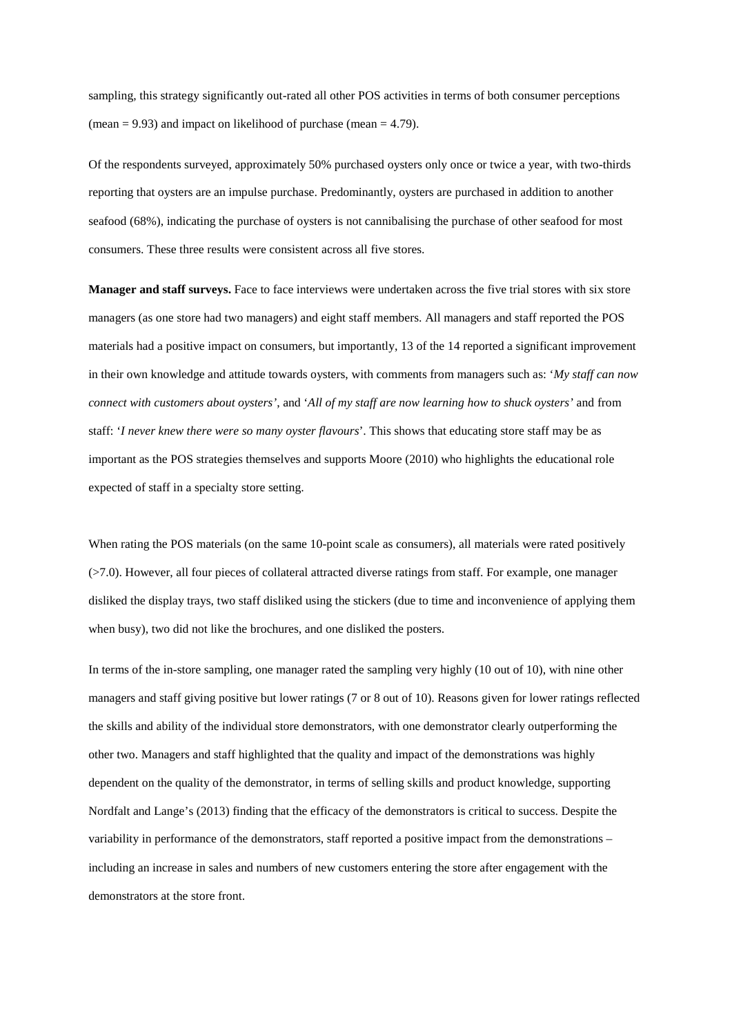sampling, this strategy significantly out-rated all other POS activities in terms of both consumer perceptions (mean = 9.93) and impact on likelihood of purchase (mean = 4.79).

Of the respondents surveyed, approximately 50% purchased oysters only once or twice a year, with two-thirds reporting that oysters are an impulse purchase. Predominantly, oysters are purchased in addition to another seafood (68%), indicating the purchase of oysters is not cannibalising the purchase of other seafood for most consumers. These three results were consistent across all five stores.

**Manager and staff surveys.** Face to face interviews were undertaken across the five trial stores with six store managers (as one store had two managers) and eight staff members. All managers and staff reported the POS materials had a positive impact on consumers, but importantly, 13 of the 14 reported a significant improvement in their own knowledge and attitude towards oysters, with comments from managers such as: '*My staff can now connect with customers about oysters'*, and '*All of my staff are now learning how to shuck oysters'* and from staff: '*I never knew there were so many oyster flavours*'. This shows that educating store staff may be as important as the POS strategies themselves and supports Moore (2010) who highlights the educational role expected of staff in a specialty store setting.

When rating the POS materials (on the same 10-point scale as consumers), all materials were rated positively (>7.0). However, all four pieces of collateral attracted diverse ratings from staff. For example, one manager disliked the display trays, two staff disliked using the stickers (due to time and inconvenience of applying them when busy), two did not like the brochures, and one disliked the posters.

In terms of the in-store sampling, one manager rated the sampling very highly (10 out of 10), with nine other managers and staff giving positive but lower ratings (7 or 8 out of 10). Reasons given for lower ratings reflected the skills and ability of the individual store demonstrators, with one demonstrator clearly outperforming the other two. Managers and staff highlighted that the quality and impact of the demonstrations was highly dependent on the quality of the demonstrator, in terms of selling skills and product knowledge, supporting Nordfalt and Lange's (2013) finding that the efficacy of the demonstrators is critical to success. Despite the variability in performance of the demonstrators, staff reported a positive impact from the demonstrations – including an increase in sales and numbers of new customers entering the store after engagement with the demonstrators at the store front.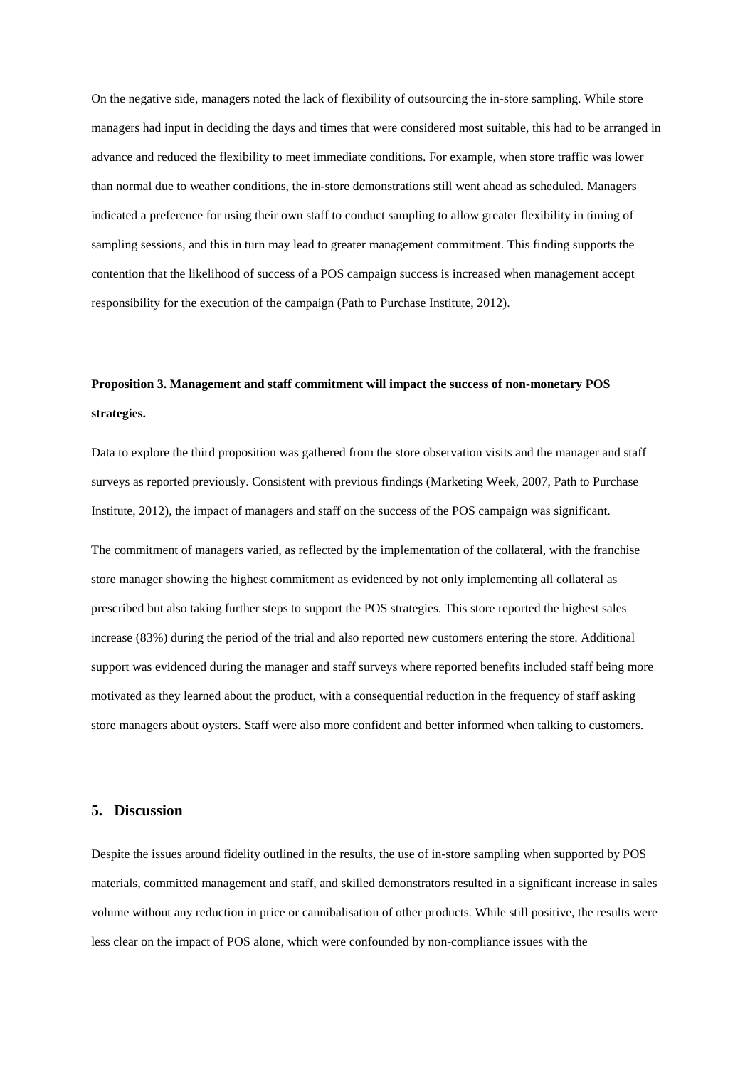On the negative side, managers noted the lack of flexibility of outsourcing the in-store sampling. While store managers had input in deciding the days and times that were considered most suitable, this had to be arranged in advance and reduced the flexibility to meet immediate conditions. For example, when store traffic was lower than normal due to weather conditions, the in-store demonstrations still went ahead as scheduled. Managers indicated a preference for using their own staff to conduct sampling to allow greater flexibility in timing of sampling sessions, and this in turn may lead to greater management commitment. This finding supports the contention that the likelihood of success of a POS campaign success is increased when management accept responsibility for the execution of the campaign (Path to Purchase Institute, 2012).

**Proposition 3. Management and staff commitment will impact the success of non-monetary POS strategies.**

Data to explore the third proposition was gathered from the store observation visits and the manager and staff surveys as reported previously. Consistent with previous findings (Marketing Week, 2007, Path to Purchase Institute, 2012), the impact of managers and staff on the success of the POS campaign was significant.

The commitment of managers varied, as reflected by the implementation of the collateral, with the franchise store manager showing the highest commitment as evidenced by not only implementing all collateral as prescribed but also taking further steps to support the POS strategies. This store reported the highest sales increase (83%) during the period of the trial and also reported new customers entering the store. Additional support was evidenced during the manager and staff surveys where reported benefits included staff being more motivated as they learned about the product, with a consequential reduction in the frequency of staff asking store managers about oysters. Staff were also more confident and better informed when talking to customers.

## 5. Discussion

Despite the issues around fidelity outlined in the results, the use of in-store sampling when supported by POS materials, committed management and staff, and skilled demonstrators resulted in a significant increase in sales volume without any reduction in price or cannibalisation of other products. While still positive, the results were less clear on the impact of POS alone, which were confounded by non-compliance issues with the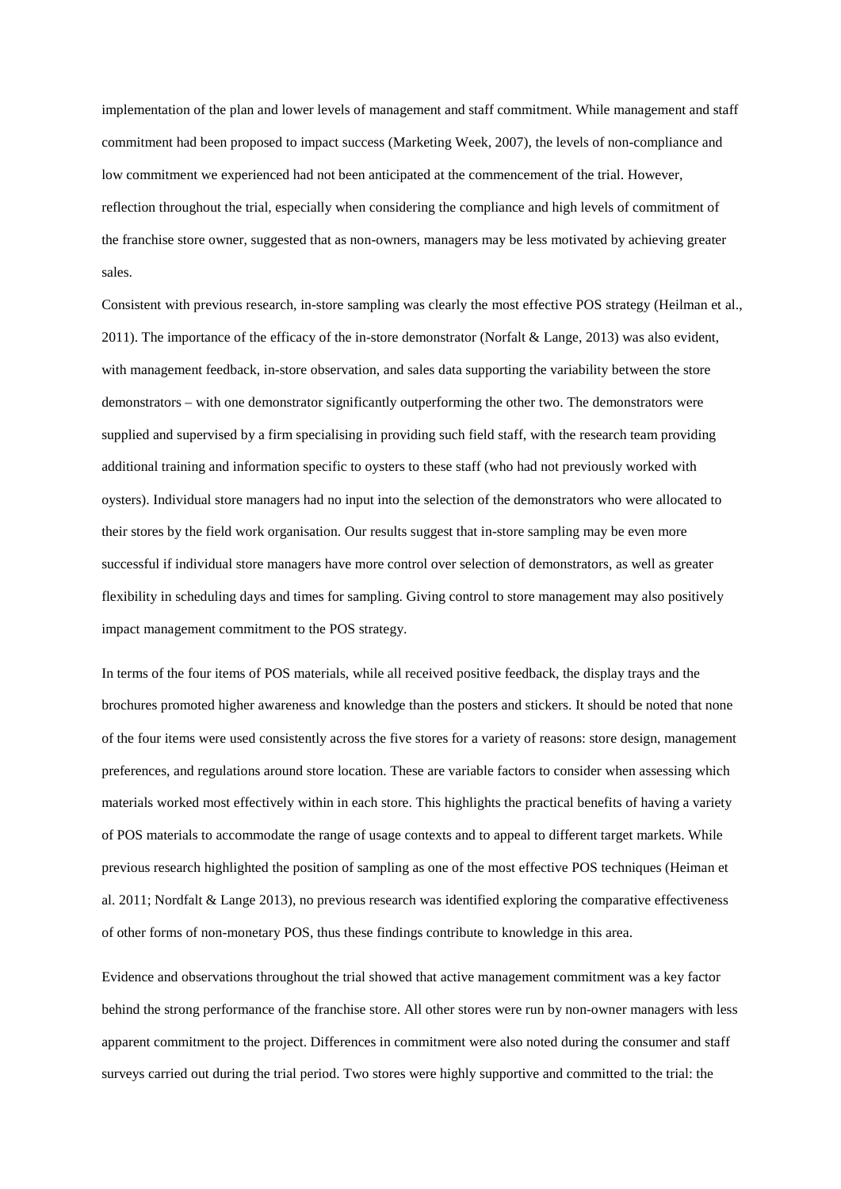implementation of the plan and lower levels of management and staff commitment. While management and staff commitment had been proposed to impact success (Marketing Week, 2007), the levels of non-compliance and low commitment we experienced had not been anticipated at the commencement of the trial. However, reflection throughout the trial, especially when considering the compliance and high levels of commitment of the franchise store owner, suggested that as non-owners, managers may be less motivated by achieving greater sales.

Consistent with previous research, in-store sampling was clearly the most effective POS strategy (Heilman et al., 2011). The importance of the efficacy of the in-store demonstrator (Norfalt & Lange, 2013) was also evident, with management feedback, in-store observation, and sales data supporting the variability between the store demonstrators – with one demonstrator significantly outperforming the other two. The demonstrators were supplied and supervised by a firm specialising in providing such field staff, with the research team providing additional training and information specific to oysters to these staff (who had not previously worked with oysters). Individual store managers had no input into the selection of the demonstrators who were allocated to their stores by the field work organisation. Our results suggest that in-store sampling may be even more successful if individual store managers have more control over selection of demonstrators, as well as greater flexibility in scheduling days and times for sampling. Giving control to store management may also positively impact management commitment to the POS strategy.

In terms of the four items of POS materials, while all received positive feedback, the display trays and the brochures promoted higher awareness and knowledge than the posters and stickers. It should be noted that none of the four items were used consistently across the five stores for a variety of reasons: store design, management preferences, and regulations around store location. These are variable factors to consider when assessing which materials worked most effectively within in each store. This highlights the practical benefits of having a variety of POS materials to accommodate the range of usage contexts and to appeal to different target markets. While previous research highlighted the position of sampling as one of the most effective POS techniques (Heiman et al. 2011; Nordfalt & Lange 2013), no previous research was identified exploring the comparative effectiveness of other forms of non-monetary POS, thus these findings contribute to knowledge in this area.

Evidence and observations throughout the trial showed that active management commitment was a key factor behind the strong performance of the franchise store. All other stores were run by non-owner managers with less apparent commitment to the project. Differences in commitment were also noted during the consumer and staff surveys carried out during the trial period. Two stores were highly supportive and committed to the trial: the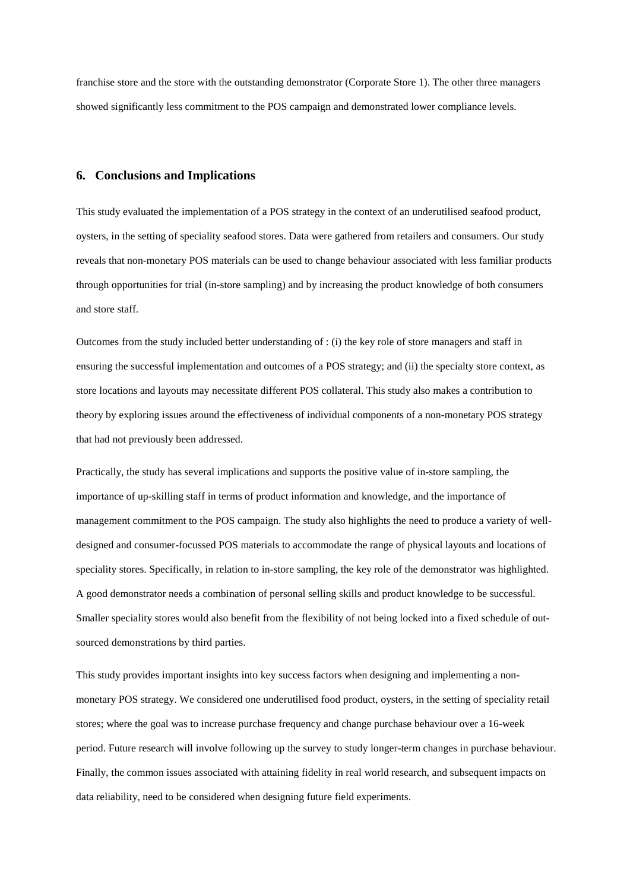franchise store and the store with the outstanding demonstrator (Corporate Store 1). The other three managers showed significantly less commitment to the POS campaign and demonstrated lower compliance levels.

## 6. Conclusions and Implications

This study evaluated the implementation of a POS strategy in the context of an underutilised seafood product, oysters, in the setting of speciality seafood stores. Data were gathered from retailers and consumers. Our study reveals that non-monetary POS materials can be used to change behaviour associated with less familiar products through opportunities for trial (in-store sampling) and by increasing the product knowledge of both consumers and store staff.

Outcomes from the study included better understanding of : (i) the key role of store managers and staff in ensuring the successful implementation and outcomes of a POS strategy; and (ii) the specialty store context, as store locations and layouts may necessitate different POS collateral. This study also makes a contribution to theory by exploring issues around the effectiveness of individual components of a non-monetary POS strategy that had not previously been addressed.

Practically, the study has several implications and supports the positive value of in-store sampling, the importance of up-skilling staff in terms of product information and knowledge, and the importance of management commitment to the POS campaign. The study also highlights the need to produce a variety of well-designed and consumer-focussed POS materials to accommodate the range of physical layouts and locations of speciality stores. Specifically, in relation to in-store sampling, the key role of the demonstrator was highlighted. A good demonstrator needs a combination of personal selling skills and product knowledge to be successful. Smaller speciality stores would also benefit from the flexibility of not being locked into a fixed schedule of out-sourced demonstrations by third parties.

This study provides important insights into key success factors when designing and implementing a non-monetary POS strategy. We considered one underutilised food product, oysters, in the setting of speciality retail stores; where the goal was to increase purchase frequency and change purchase behaviour over a 16-week period. Future research will involve following up the survey to study longer-term changes in purchase behaviour. Finally, the common issues associated with attaining fidelity in real world research, and subsequent impacts on data reliability, need to be considered when designing future field experiments.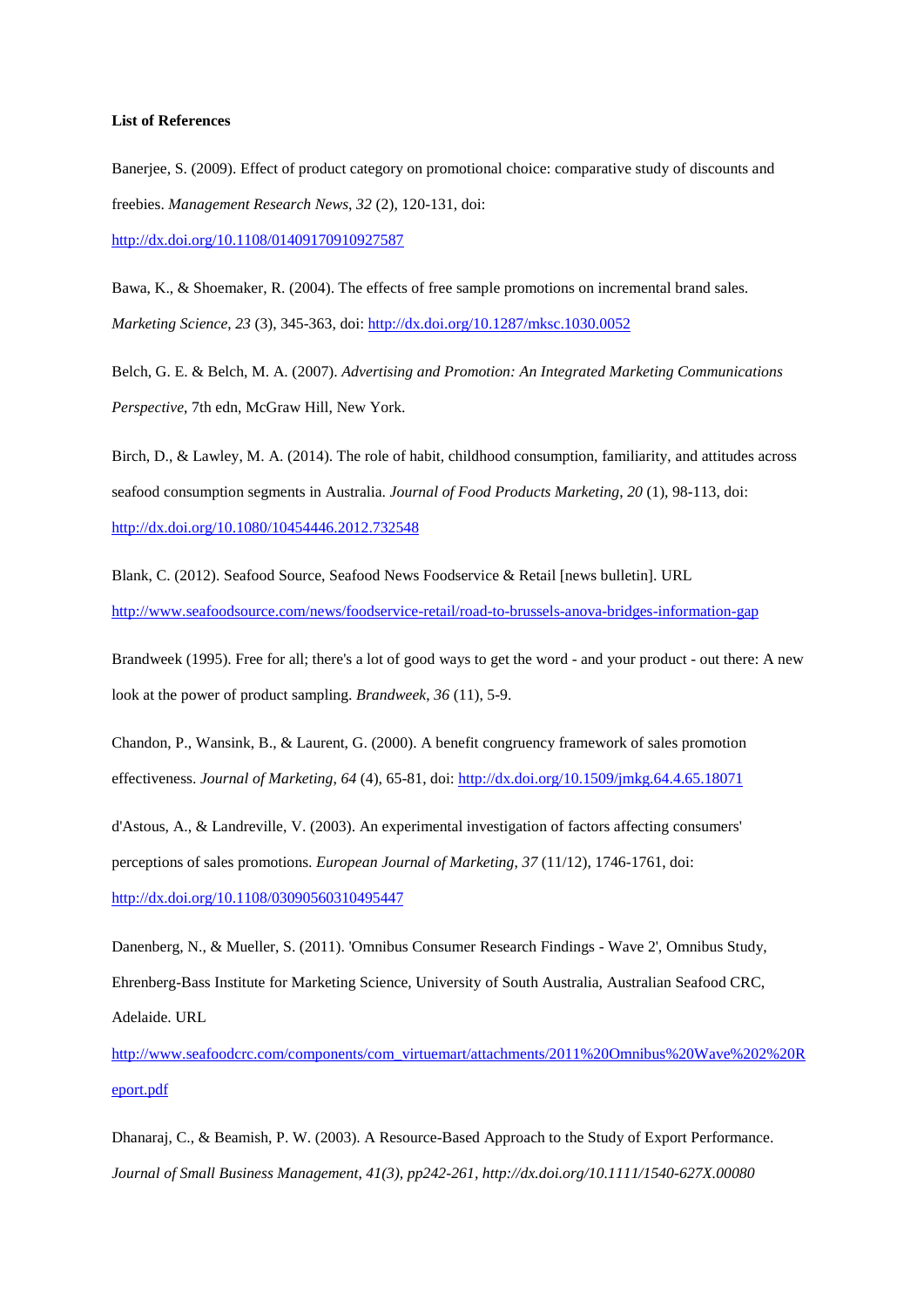**List of References**

Banerjee, S. (2009). Effect of product category on promotional choice: comparative study of discounts and freebies. *Management Research News*, *32* (2), 120-131, doi: http://dx.doi.org/10.1108/01409170910927587

Bawa, K., & Shoemaker, R. (2004). The effects of free sample promotions on incremental brand sales. *Marketing Science*, *23* (3), 345-363, doi: http://dx.doi.org/10.1287/mksc.1030.0052

Belch, G. E. & Belch, M. A. (2007). *Advertising and Promotion: An Integrated Marketing Communications Perspective*, 7th edn, McGraw Hill, New York.

Birch, D., & Lawley, M. A. (2014). The role of habit, childhood consumption, familiarity, and attitudes across seafood consumption segments in Australia. *Journal of Food Products Marketing*, *20* (1), 98-113, doi: http://dx.doi.org/10.1080/10454446.2012.732548

Blank, C. (2012). Seafood Source, Seafood News Foodservice & Retail [news bulletin]. URL http://www.seafoodsource.com/news/foodservice-retail/road-to-brussels-anova-bridges-information-gap

Brandweek (1995). Free for all; there's a lot of good ways to get the word - and your product - out there: A new look at the power of product sampling. *Brandweek*, *36* (11), 5-9.

Chandon, P., Wansink, B., & Laurent, G. (2000). A benefit congruency framework of sales promotion effectiveness. *Journal of Marketing*, *64* (4), 65-81, doi: http://dx.doi.org/10.1509/jmkg.64.4.65.18071

d'Astous, A., & Landreville, V. (2003). An experimental investigation of factors affecting consumers' perceptions of sales promotions. *European Journal of Marketing*, *37* (11/12), 1746-1761, doi: http://dx.doi.org/10.1108/03090560310495447

Danenberg, N., & Mueller, S. (2011). 'Omnibus Consumer Research Findings - Wave 2', Omnibus Study, Ehrenberg-Bass Institute for Marketing Science, University of South Australia, Australian Seafood CRC, Adelaide. URL http://www.seafoodcrc.com/components/com_virtuemart/attachments/2011%20Omnibus%20Wave%202%20Report.pdf

Dhanaraj, C., & Beamish, P. W. (2003). A Resource-Based Approach to the Study of Export Performance. *Journal of Small Business Management, 41(3), pp242-261, http://dx.doi.org/10.1111/1540-627X.00080*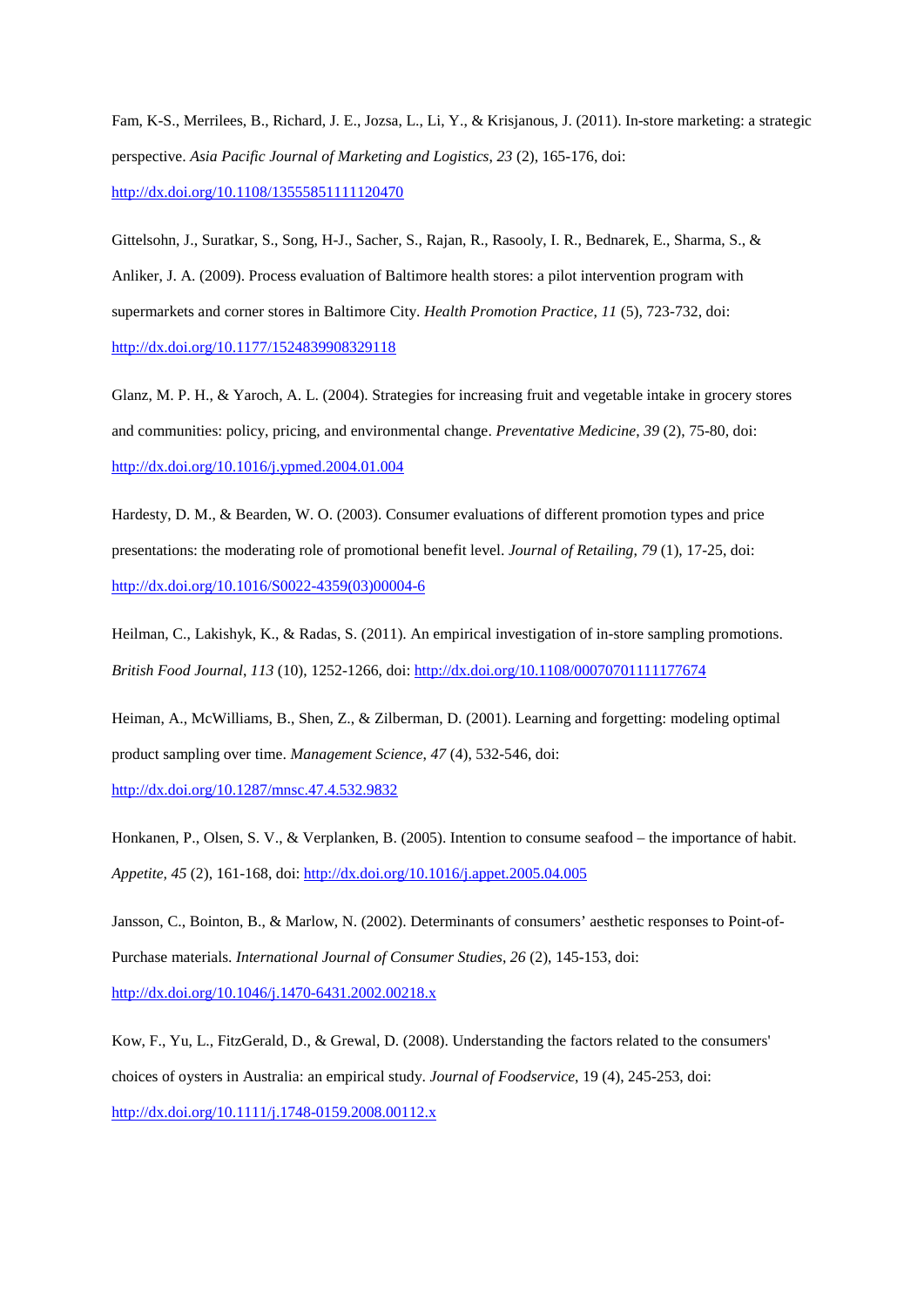Fam, K-S., Merrilees, B., Richard, J. E., Jozsa, L., Li, Y., & Krisjanous, J. (2011). In-store marketing: a strategic perspective. *Asia Pacific Journal of Marketing and Logistics*, *23* (2), 165-176, doi: http://dx.doi.org/10.1108/13555851111120470

Gittelsohn, J., Suratkar, S., Song, H-J., Sacher, S., Rajan, R., Rasooly, I. R., Bednarek, E., Sharma, S., & Anliker, J. A. (2009). Process evaluation of Baltimore health stores: a pilot intervention program with supermarkets and corner stores in Baltimore City. *Health Promotion Practice*, *11* (5), 723-732, doi: http://dx.doi.org/10.1177/1524839908329118

Glanz, M. P. H., & Yaroch, A. L. (2004). Strategies for increasing fruit and vegetable intake in grocery stores and communities: policy, pricing, and environmental change. *Preventative Medicine*, *39* (2), 75-80, doi: http://dx.doi.org/10.1016/j.ypmed.2004.01.004

Hardesty, D. M., & Bearden, W. O. (2003). Consumer evaluations of different promotion types and price presentations: the moderating role of promotional benefit level. *Journal of Retailing, 79* (1), 17-25, doi: http://dx.doi.org/10.1016/S0022-4359(03)00004-6

Heilman, C., Lakishyk, K., & Radas, S. (2011). An empirical investigation of in-store sampling promotions. *British Food Journal*, *113* (10), 1252-1266, doi: http://dx.doi.org/10.1108/00070701111177674

Heiman, A., McWilliams, B., Shen, Z., & Zilberman, D. (2001). Learning and forgetting: modeling optimal product sampling over time. *Management Science*, *47* (4), 532-546, doi: http://dx.doi.org/10.1287/mnsc.47.4.532.9832

Honkanen, P., Olsen, S. V., & Verplanken, B. (2005). Intention to consume seafood – the importance of habit. *Appetite*, *45* (2), 161-168, doi: http://dx.doi.org/10.1016/j.appet.2005.04.005

Jansson, C., Bointon, B., & Marlow, N. (2002). Determinants of consumers' aesthetic responses to Point-of-Purchase materials. *International Journal of Consumer Studies*, *26* (2), 145-153, doi: http://dx.doi.org/10.1046/j.1470-6431.2002.00218.x

Kow, F., Yu, L., FitzGerald, D., & Grewal, D. (2008). Understanding the factors related to the consumers' choices of oysters in Australia: an empirical study. *Journal of Foodservice*, 19 (4), 245-253, doi: http://dx.doi.org/10.1111/j.1748-0159.2008.00112.x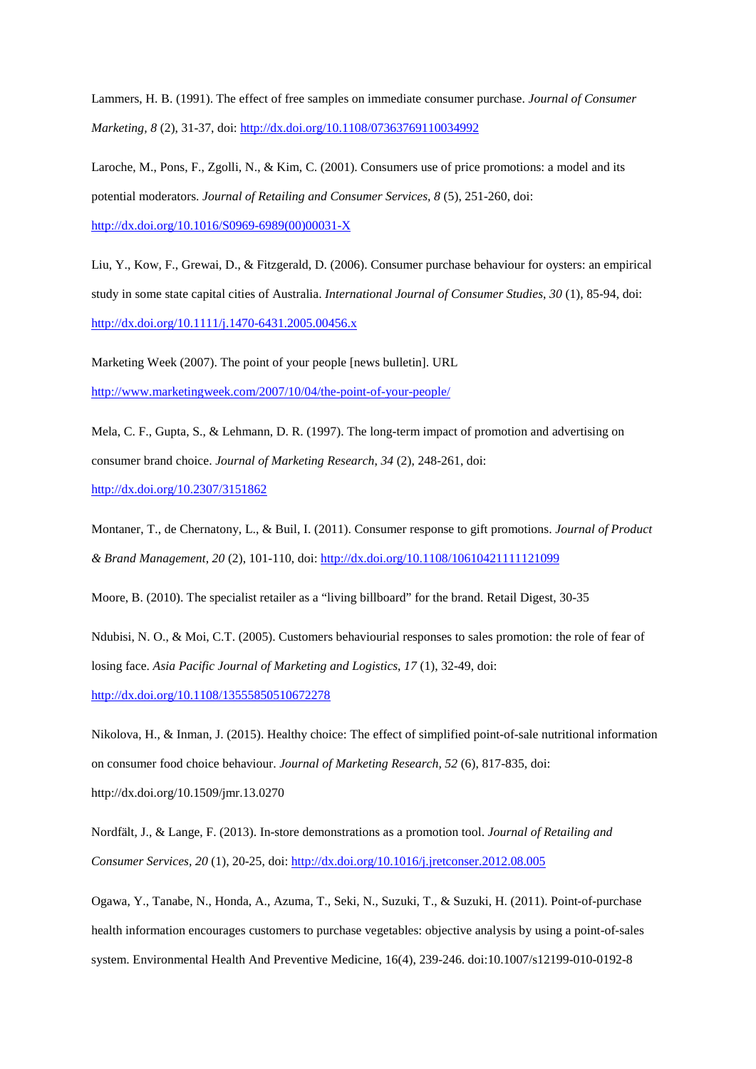Lammers, H. B. (1991). The effect of free samples on immediate consumer purchase. *Journal of Consumer Marketing, 8* (2), 31-37, doi: http://dx.doi.org/10.1108/07363769110034992

Laroche, M., Pons, F., Zgolli, N., & Kim, C. (2001). Consumers use of price promotions: a model and its potential moderators. *Journal of Retailing and Consumer Services, 8* (5), 251-260, doi: http://dx.doi.org/10.1016/S0969-6989(00)00031-X

Liu, Y., Kow, F., Grewai, D., & Fitzgerald, D. (2006). Consumer purchase behaviour for oysters: an empirical study in some state capital cities of Australia. *International Journal of Consumer Studies, 30* (1), 85-94, doi: http://dx.doi.org/10.1111/j.1470-6431.2005.00456.x

Marketing Week (2007). The point of your people [news bulletin]. URL http://www.marketingweek.com/2007/10/04/the-point-of-your-people/

Mela, C. F., Gupta, S., & Lehmann, D. R. (1997). The long-term impact of promotion and advertising on consumer brand choice. *Journal of Marketing Research, 34* (2), 248-261, doi: http://dx.doi.org/10.2307/3151862

Montaner, T., de Chernatony, L., & Buil, I. (2011). Consumer response to gift promotions. *Journal of Product & Brand Management, 20* (2), 101-110, doi: http://dx.doi.org/10.1108/10610421111121099

Moore, B. (2010). The specialist retailer as a "living billboard" for the brand. Retail Digest, 30-35

Ndubisi, N. O., & Moi, C.T. (2005). Customers behaviourial responses to sales promotion: the role of fear of losing face. *Asia Pacific Journal of Marketing and Logistics, 17* (1), 32-49, doi: http://dx.doi.org/10.1108/13555850510672278

Nikolova, H., & Inman, J. (2015). Healthy choice: The effect of simplified point-of-sale nutritional information on consumer food choice behaviour. *Journal of Marketing Research, 52* (6), 817-835, doi: http://dx.doi.org/10.1509/jmr.13.0270

Nordfält, J., & Lange, F. (2013). In-store demonstrations as a promotion tool. *Journal of Retailing and Consumer Services, 20* (1), 20-25, doi: http://dx.doi.org/10.1016/j.jretconser.2012.08.005

Ogawa, Y., Tanabe, N., Honda, A., Azuma, T., Seki, N., Suzuki, T., & Suzuki, H. (2011). Point-of-purchase health information encourages customers to purchase vegetables: objective analysis by using a point-of-sales system. Environmental Health And Preventive Medicine, 16(4), 239-246. doi:10.1007/s12199-010-0192-8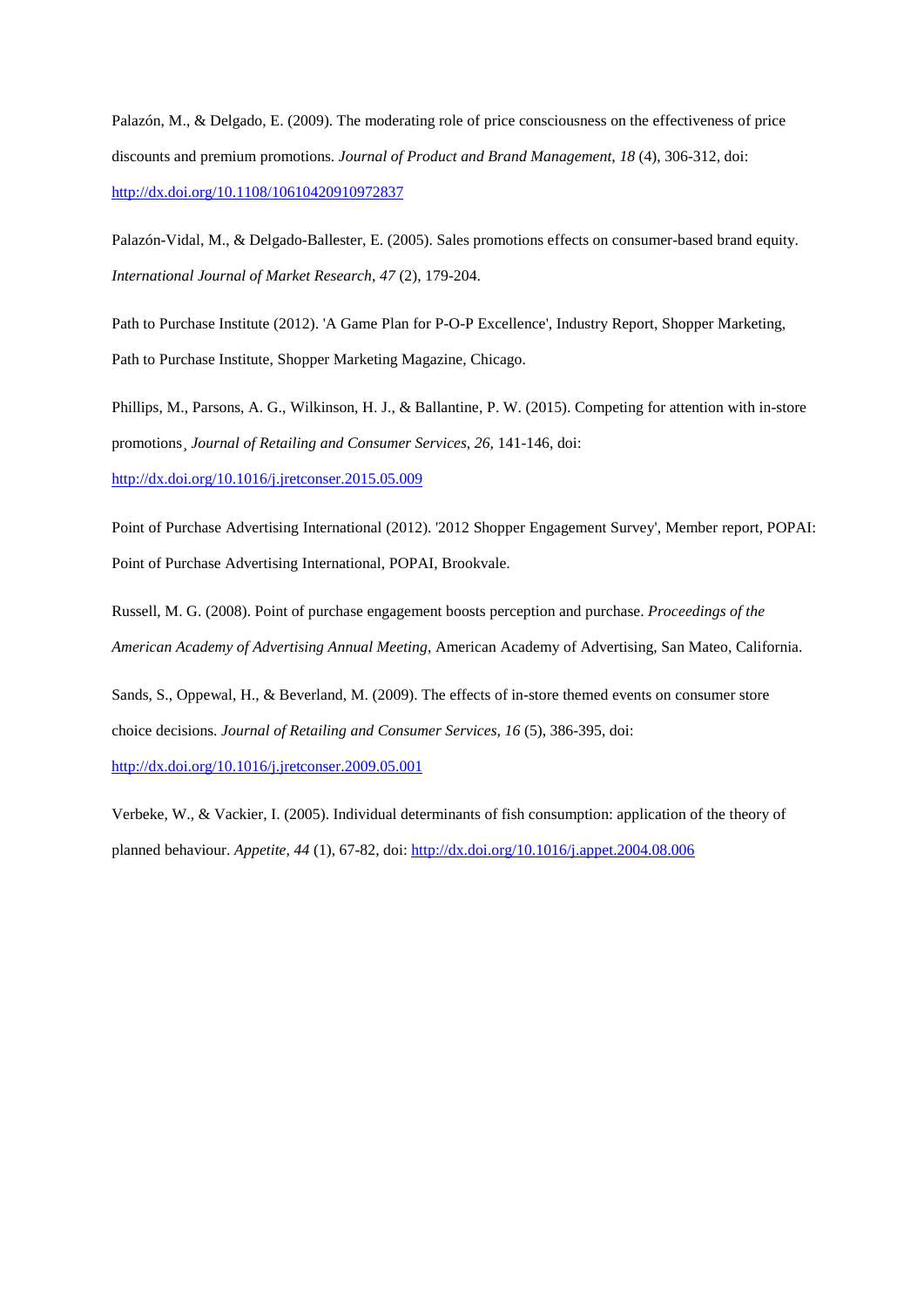Palazón, M., & Delgado, E. (2009). The moderating role of price consciousness on the effectiveness of price discounts and premium promotions. *Journal of Product and Brand Management, 18* (4), 306-312, doi: http://dx.doi.org/10.1108/10610420910972837

Palazón-Vidal, M., & Delgado-Ballester, E. (2005). Sales promotions effects on consumer-based brand equity. *International Journal of Market Research*, *47* (2), 179-204.

Path to Purchase Institute (2012). 'A Game Plan for P-O-P Excellence', Industry Report, Shopper Marketing, Path to Purchase Institute, Shopper Marketing Magazine, Chicago.

Phillips, M., Parsons, A. G., Wilkinson, H. J., & Ballantine, P. W. (2015). Competing for attention with in-store promotions¸ *Journal of Retailing and Consumer Services, 26,* 141-146, doi: http://dx.doi.org/10.1016/j.jretconser.2015.05.009

Point of Purchase Advertising International (2012). '2012 Shopper Engagement Survey', Member report, POPAI: Point of Purchase Advertising International, POPAI, Brookvale.

Russell, M. G. (2008). Point of purchase engagement boosts perception and purchase. *Proceedings of the American Academy of Advertising Annual Meeting*, American Academy of Advertising, San Mateo, California.

Sands, S., Oppewal, H., & Beverland, M. (2009). The effects of in-store themed events on consumer store choice decisions. *Journal of Retailing and Consumer Services, 16* (5), 386-395, doi: http://dx.doi.org/10.1016/j.jretconser.2009.05.001

Verbeke, W., & Vackier, I. (2005). Individual determinants of fish consumption: application of the theory of planned behaviour. *Appetite*, *44* (1), 67-82, doi: http://dx.doi.org/10.1016/j.appet.2004.08.006